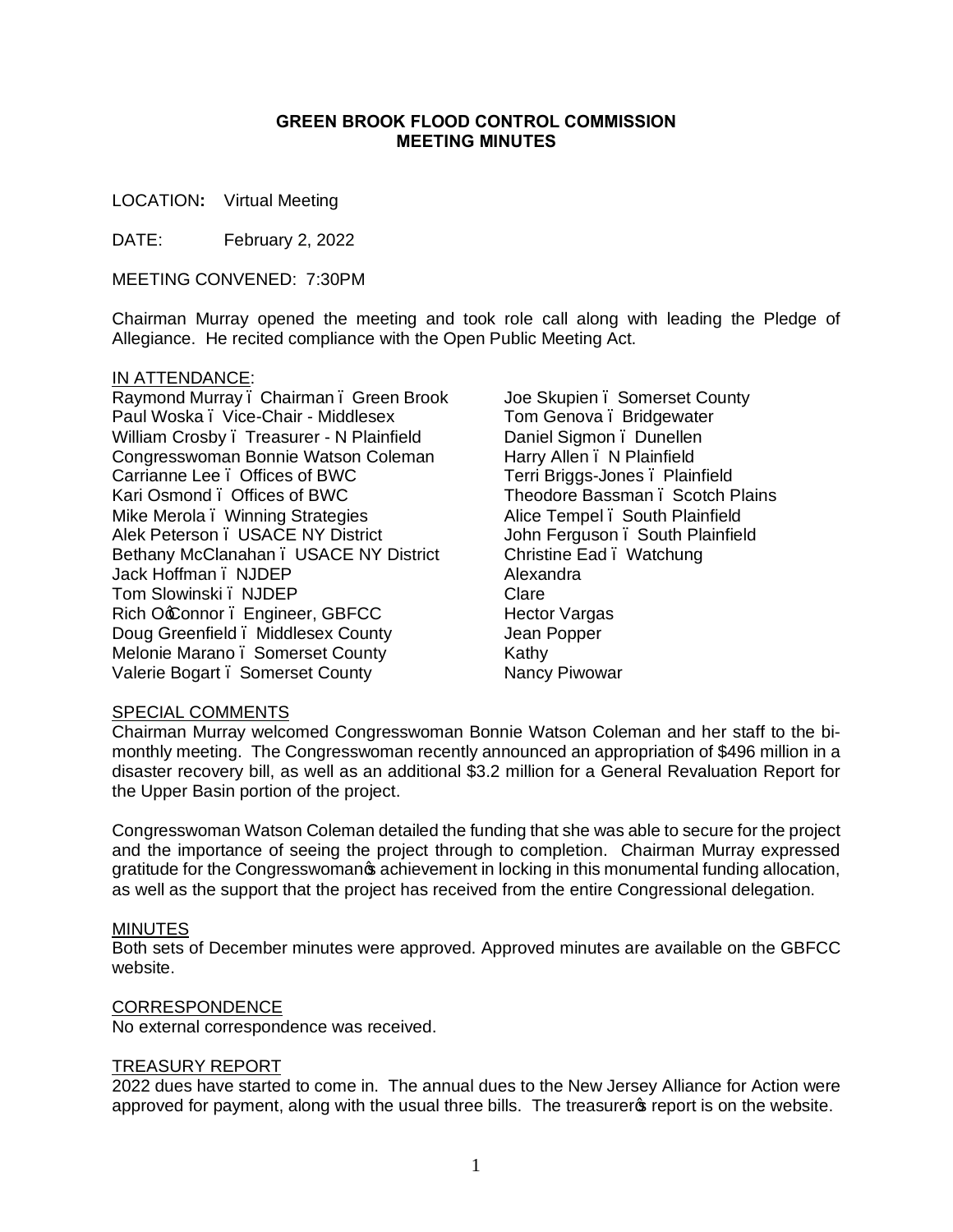# GREEN BROOK FLOOD CONTROL COMMISSION
## MEETING MINUTES

LOCATION**:** Virtual Meeting

DATE: February 2, 2022

MEETING CONVENED: 7:30PM

Chairman Murray opened the meeting and took role call along with leading the Pledge of Allegiance. He recited compliance with the Open Public Meeting Act.

IN ATTENDANCE:

Raymond Murray – Chairman – Green Brook
Paul Woska – Vice-Chair - Middlesex
William Crosby – Treasurer - N Plainfield
Congresswoman Bonnie Watson Coleman
Carrianne Lee – Offices of BWC
Kari Osmond – Offices of BWC
Mike Merola – Winning Strategies
Alek Peterson – USACE NY District
Bethany McClanahan – USACE NY District
Jack Hoffman – NJDEP
Tom Slowinski – NJDEP
Rich O'Connor – Engineer, GBFCC
Doug Greenfield – Middlesex County
Melonie Marano – Somerset County
Valerie Bogart – Somerset County
Joe Skupien – Somerset County
Tom Genova – Bridgewater
Daniel Sigmon – Dunellen
Harry Allen – N Plainfield
Terri Briggs-Jones – Plainfield
Theodore Bassman – Scotch Plains
Alice Tempel – South Plainfield
John Ferguson – South Plainfield
Christine Ead – Watchung
Alexandra
Clare
Hector Vargas
Jean Popper
Kathy
Nancy Piwowar

SPECIAL COMMENTS

Chairman Murray welcomed Congresswoman Bonnie Watson Coleman and her staff to the bi-monthly meeting. The Congresswoman recently announced an appropriation of $496 million in a disaster recovery bill, as well as an additional $3.2 million for a General Revaluation Report for the Upper Basin portion of the project.

Congresswoman Watson Coleman detailed the funding that she was able to secure for the project and the importance of seeing the project through to completion. Chairman Murray expressed gratitude for the Congresswoman's achievement in locking in this monumental funding allocation, as well as the support that the project has received from the entire Congressional delegation.

MINUTES

Both sets of December minutes were approved. Approved minutes are available on the GBFCC website.

CORRESPONDENCE

No external correspondence was received.

TREASURY REPORT

2022 dues have started to come in. The annual dues to the New Jersey Alliance for Action were approved for payment, along with the usual three bills. The treasurer's report is on the website.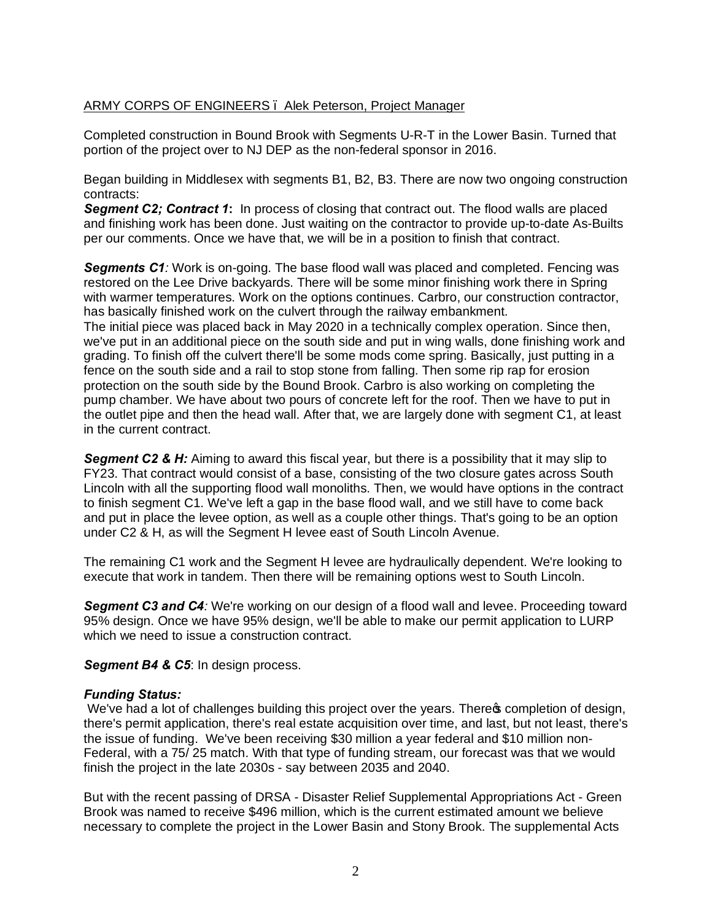ARMY CORPS OF ENGINEERS ï Alek Peterson, Project Manager

Completed construction in Bound Brook with Segments U-R-T in the Lower Basin. Turned that portion of the project over to NJ DEP as the non-federal sponsor in 2016.

Began building in Middlesex with segments B1, B2, B3. There are now two ongoing construction contracts:

***Segment C2; Contract 1*****:** In process of closing that contract out. The flood walls are placed and finishing work has been done. Just waiting on the contractor to provide up-to-date As-Builts per our comments. Once we have that, we will be in a position to finish that contract.

***Segments C1****:* Work is on-going. The base flood wall was placed and completed. Fencing was restored on the Lee Drive backyards. There will be some minor finishing work there in Spring with warmer temperatures. Work on the options continues. Carbro, our construction contractor, has basically finished work on the culvert through the railway embankment.
The initial piece was placed back in May 2020 in a technically complex operation. Since then, we've put in an additional piece on the south side and put in wing walls, done finishing work and grading. To finish off the culvert there'll be some mods come spring. Basically, just putting in a fence on the south side and a rail to stop stone from falling. Then some rip rap for erosion protection on the south side by the Bound Brook. Carbro is also working on completing the pump chamber. We have about two pours of concrete left for the roof. Then we have to put in the outlet pipe and then the head wall. After that, we are largely done with segment C1, at least in the current contract.

***Segment C2 & H:*** Aiming to award this fiscal year, but there is a possibility that it may slip to FY23. That contract would consist of a base, consisting of the two closure gates across South Lincoln with all the supporting flood wall monoliths. Then, we would have options in the contract to finish segment C1. We've left a gap in the base flood wall, and we still have to come back and put in place the levee option, as well as a couple other things. That's going to be an option under C2 & H, as will the Segment H levee east of South Lincoln Avenue.

The remaining C1 work and the Segment H levee are hydraulically dependent. We're looking to execute that work in tandem. Then there will be remaining options west to South Lincoln.

***Segment C3 and C4****:* We're working on our design of a flood wall and levee. Proceeding toward 95% design. Once we have 95% design, we'll be able to make our permit application to LURP which we need to issue a construction contract.

***Segment B4 & C5***: In design process.

***Funding Status:***

We've had a lot of challenges building this project over the years. Thereœ completion of design, there's permit application, there's real estate acquisition over time, and last, but not least, there's the issue of funding. We've been receiving $30 million a year federal and $10 million non-Federal, with a 75/ 25 match. With that type of funding stream, our forecast was that we would finish the project in the late 2030s - say between 2035 and 2040.

But with the recent passing of DRSA - Disaster Relief Supplemental Appropriations Act - Green Brook was named to receive $496 million, which is the current estimated amount we believe necessary to complete the project in the Lower Basin and Stony Brook. The supplemental Acts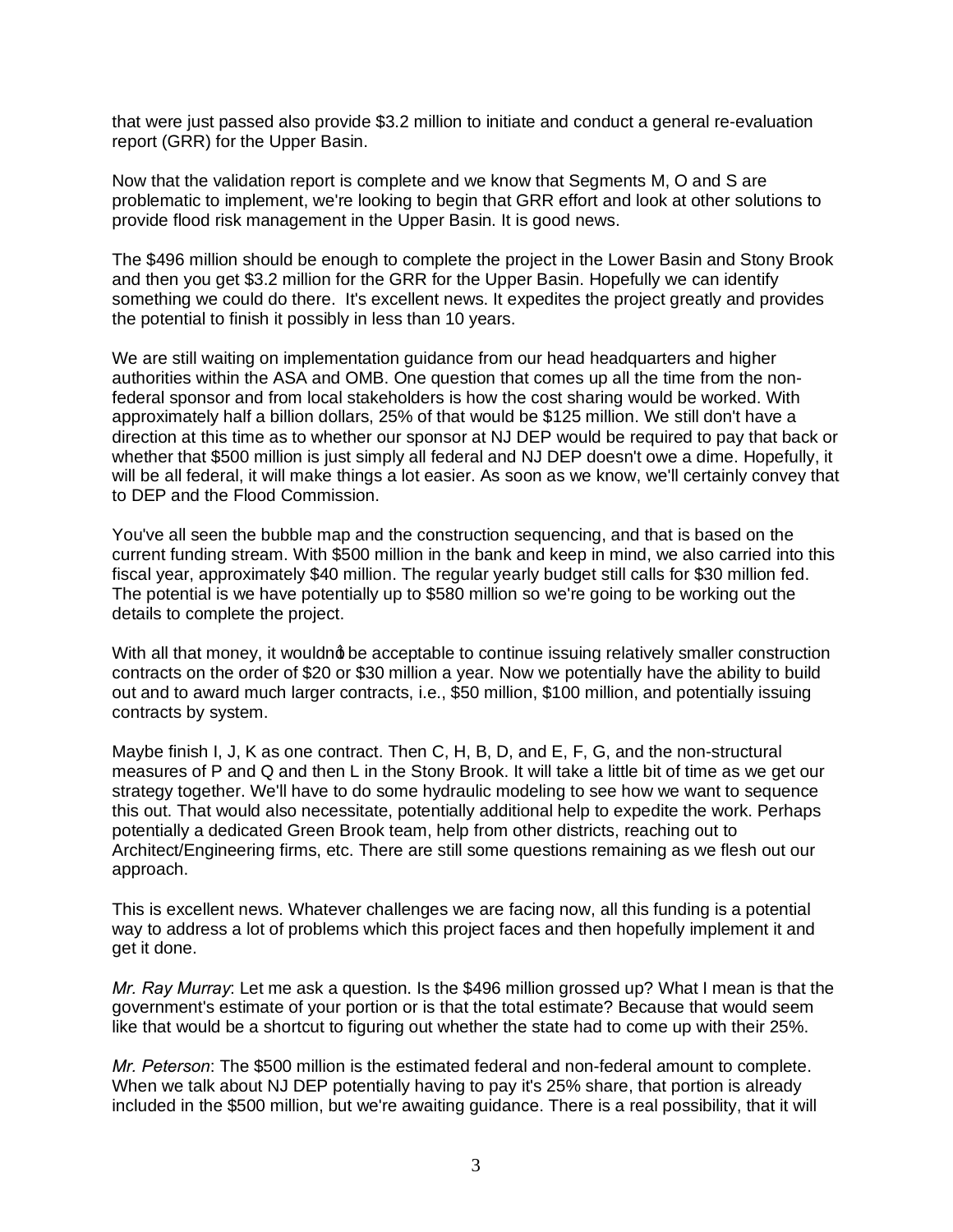that were just passed also provide $3.2 million to initiate and conduct a general re-evaluation report (GRR) for the Upper Basin.

Now that the validation report is complete and we know that Segments M, O and S are problematic to implement, we're looking to begin that GRR effort and look at other solutions to provide flood risk management in the Upper Basin. It is good news.

The $496 million should be enough to complete the project in the Lower Basin and Stony Brook and then you get $3.2 million for the GRR for the Upper Basin. Hopefully we can identify something we could do there. It's excellent news. It expedites the project greatly and provides the potential to finish it possibly in less than 10 years.

We are still waiting on implementation guidance from our head headquarters and higher authorities within the ASA and OMB. One question that comes up all the time from the non-federal sponsor and from local stakeholders is how the cost sharing would be worked. With approximately half a billion dollars, 25% of that would be $125 million. We still don't have a direction at this time as to whether our sponsor at NJ DEP would be required to pay that back or whether that $500 million is just simply all federal and NJ DEP doesn't owe a dime. Hopefully, it will be all federal, it will make things a lot easier. As soon as we know, we'll certainly convey that to DEP and the Flood Commission.

You've all seen the bubble map and the construction sequencing, and that is based on the current funding stream. With $500 million in the bank and keep in mind, we also carried into this fiscal year, approximately $40 million. The regular yearly budget still calls for $30 million fed. The potential is we have potentially up to $580 million so we're going to be working out the details to complete the project.

With all that money, it wouldn't be acceptable to continue issuing relatively smaller construction contracts on the order of $20 or $30 million a year. Now we potentially have the ability to build out and to award much larger contracts, i.e., $50 million, $100 million, and potentially issuing contracts by system.

Maybe finish I, J, K as one contract. Then C, H, B, D, and E, F, G, and the non-structural measures of P and Q and then L in the Stony Brook. It will take a little bit of time as we get our strategy together. We'll have to do some hydraulic modeling to see how we want to sequence this out. That would also necessitate, potentially additional help to expedite the work. Perhaps potentially a dedicated Green Brook team, help from other districts, reaching out to Architect/Engineering firms, etc. There are still some questions remaining as we flesh out our approach.

This is excellent news. Whatever challenges we are facing now, all this funding is a potential way to address a lot of problems which this project faces and then hopefully implement it and get it done.

*Mr. Ray Murray*: Let me ask a question. Is the $496 million grossed up? What I mean is that the government's estimate of your portion or is that the total estimate? Because that would seem like that would be a shortcut to figuring out whether the state had to come up with their 25%.

*Mr. Peterson*: The $500 million is the estimated federal and non-federal amount to complete. When we talk about NJ DEP potentially having to pay it's 25% share, that portion is already included in the $500 million, but we're awaiting guidance. There is a real possibility, that it will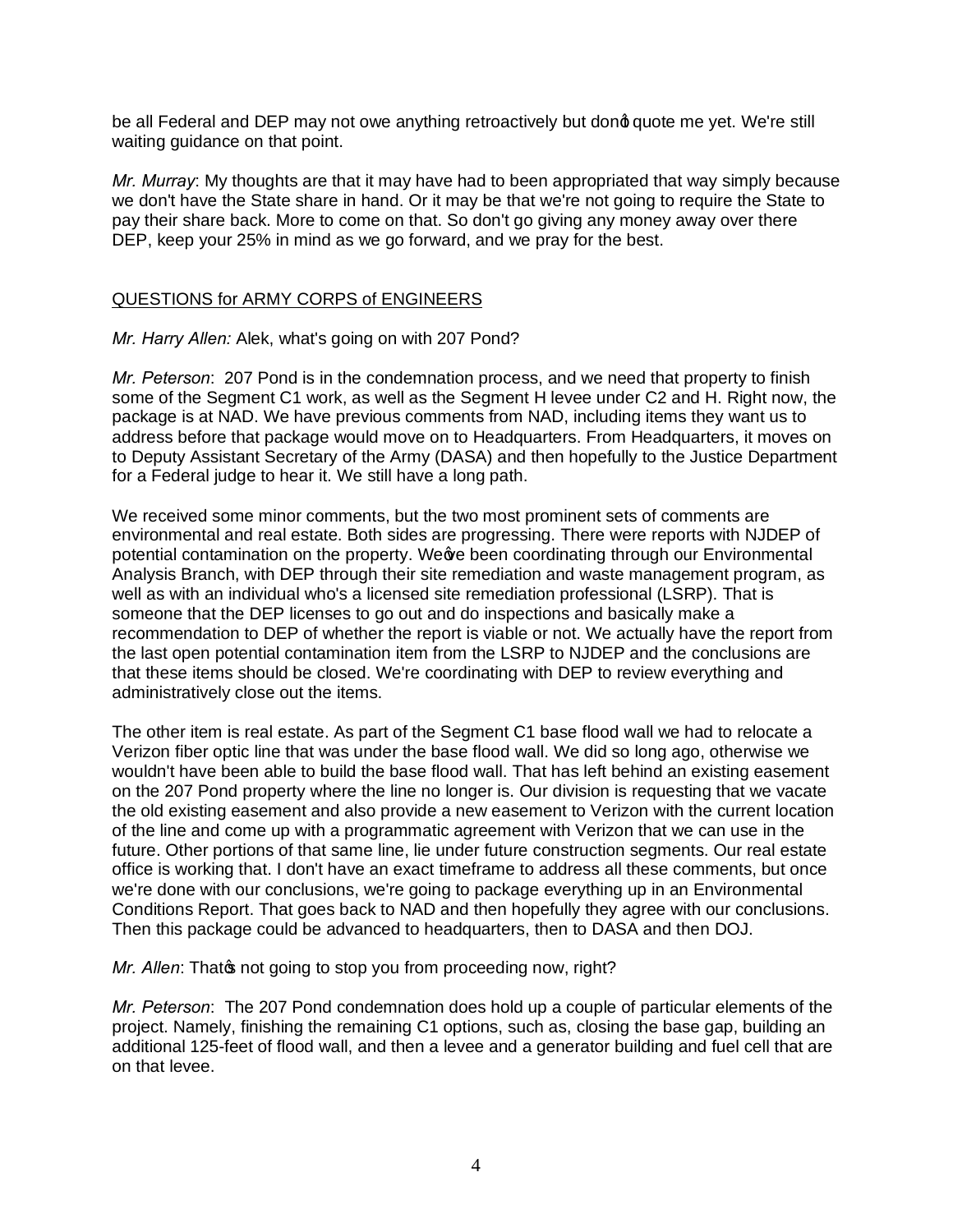be all Federal and DEP may not owe anything retroactively but don't quote me yet. We're still waiting guidance on that point.

*Mr. Murray*: My thoughts are that it may have had to been appropriated that way simply because we don't have the State share in hand. Or it may be that we're not going to require the State to pay their share back. More to come on that. So don't go giving any money away over there DEP, keep your 25% in mind as we go forward, and we pray for the best.

<u>QUESTIONS for ARMY CORPS of ENGINEERS</u>

*Mr. Harry Allen:* Alek, what's going on with 207 Pond?

*Mr. Peterson*: 207 Pond is in the condemnation process, and we need that property to finish some of the Segment C1 work, as well as the Segment H levee under C2 and H. Right now, the package is at NAD. We have previous comments from NAD, including items they want us to address before that package would move on to Headquarters. From Headquarters, it moves on to Deputy Assistant Secretary of the Army (DASA) and then hopefully to the Justice Department for a Federal judge to hear it. We still have a long path.

We received some minor comments, but the two most prominent sets of comments are environmental and real estate. Both sides are progressing. There were reports with NJDEP of potential contamination on the property. We've been coordinating through our Environmental Analysis Branch, with DEP through their site remediation and waste management program, as well as with an individual who's a licensed site remediation professional (LSRP). That is someone that the DEP licenses to go out and do inspections and basically make a recommendation to DEP of whether the report is viable or not. We actually have the report from the last open potential contamination item from the LSRP to NJDEP and the conclusions are that these items should be closed. We're coordinating with DEP to review everything and administratively close out the items.

The other item is real estate. As part of the Segment C1 base flood wall we had to relocate a Verizon fiber optic line that was under the base flood wall. We did so long ago, otherwise we wouldn't have been able to build the base flood wall. That has left behind an existing easement on the 207 Pond property where the line no longer is. Our division is requesting that we vacate the old existing easement and also provide a new easement to Verizon with the current location of the line and come up with a programmatic agreement with Verizon that we can use in the future. Other portions of that same line, lie under future construction segments. Our real estate office is working that. I don't have an exact timeframe to address all these comments, but once we're done with our conclusions, we're going to package everything up in an Environmental Conditions Report. That goes back to NAD and then hopefully they agree with our conclusions. Then this package could be advanced to headquarters, then to DASA and then DOJ.

*Mr. Allen*: That's not going to stop you from proceeding now, right?

*Mr. Peterson*: The 207 Pond condemnation does hold up a couple of particular elements of the project. Namely, finishing the remaining C1 options, such as, closing the base gap, building an additional 125-feet of flood wall, and then a levee and a generator building and fuel cell that are on that levee.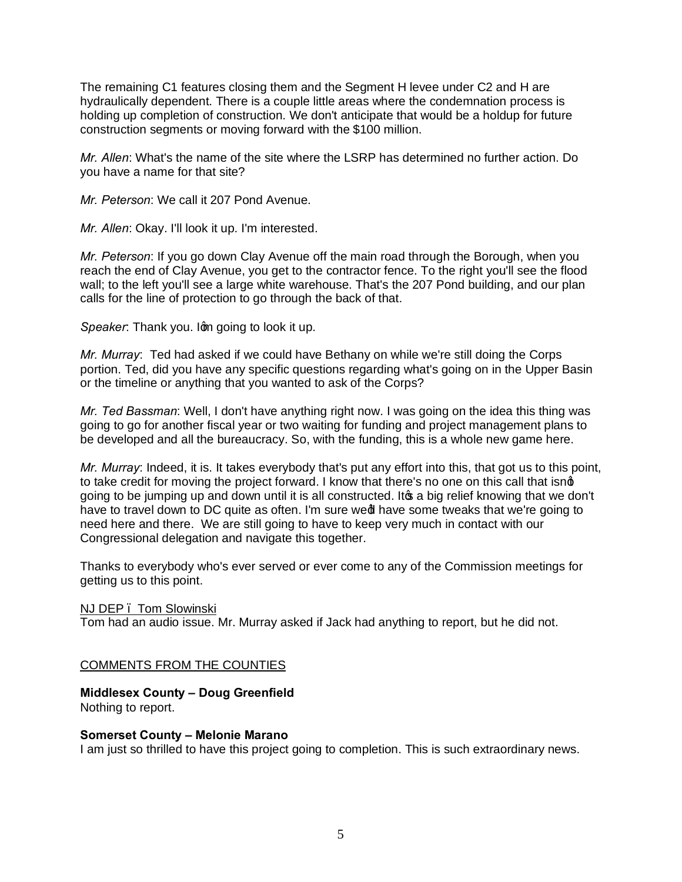The remaining C1 features closing them and the Segment H levee under C2 and H are hydraulically dependent. There is a couple little areas where the condemnation process is holding up completion of construction. We don't anticipate that would be a holdup for future construction segments or moving forward with the $100 million.

*Mr. Allen*: What's the name of the site where the LSRP has determined no further action. Do you have a name for that site?

*Mr. Peterson*: We call it 207 Pond Avenue.

*Mr. Allen*: Okay. I'll look it up. I'm interested.

*Mr. Peterson*: If you go down Clay Avenue off the main road through the Borough, when you reach the end of Clay Avenue, you get to the contractor fence. To the right you'll see the flood wall; to the left you'll see a large white warehouse. That's the 207 Pond building, and our plan calls for the line of protection to go through the back of that.

*Speaker*: Thank you. I'm going to look it up.

*Mr. Murray*: Ted had asked if we could have Bethany on while we're still doing the Corps portion. Ted, did you have any specific questions regarding what's going on in the Upper Basin or the timeline or anything that you wanted to ask of the Corps?

*Mr. Ted Bassman*: Well, I don't have anything right now. I was going on the idea this thing was going to go for another fiscal year or two waiting for funding and project management plans to be developed and all the bureaucracy. So, with the funding, this is a whole new game here.

*Mr. Murray*: Indeed, it is. It takes everybody that's put any effort into this, that got us to this point, to take credit for moving the project forward. I know that there's no one on this call that isn't going to be jumping up and down until it is all constructed. It's a big relief knowing that we don't have to travel down to DC quite as often. I'm sure we'd have some tweaks that we're going to need here and there. We are still going to have to keep very much in contact with our Congressional delegation and navigate this together.

Thanks to everybody who's ever served or ever come to any of the Commission meetings for getting us to this point.

NJ DEP – Tom Slowinski

Tom had an audio issue. Mr. Murray asked if Jack had anything to report, but he did not.

## COMMENTS FROM THE COUNTIES

**Middlesex County – Doug Greenfield**

Nothing to report.

**Somerset County – Melonie Marano**

I am just so thrilled to have this project going to completion. This is such extraordinary news.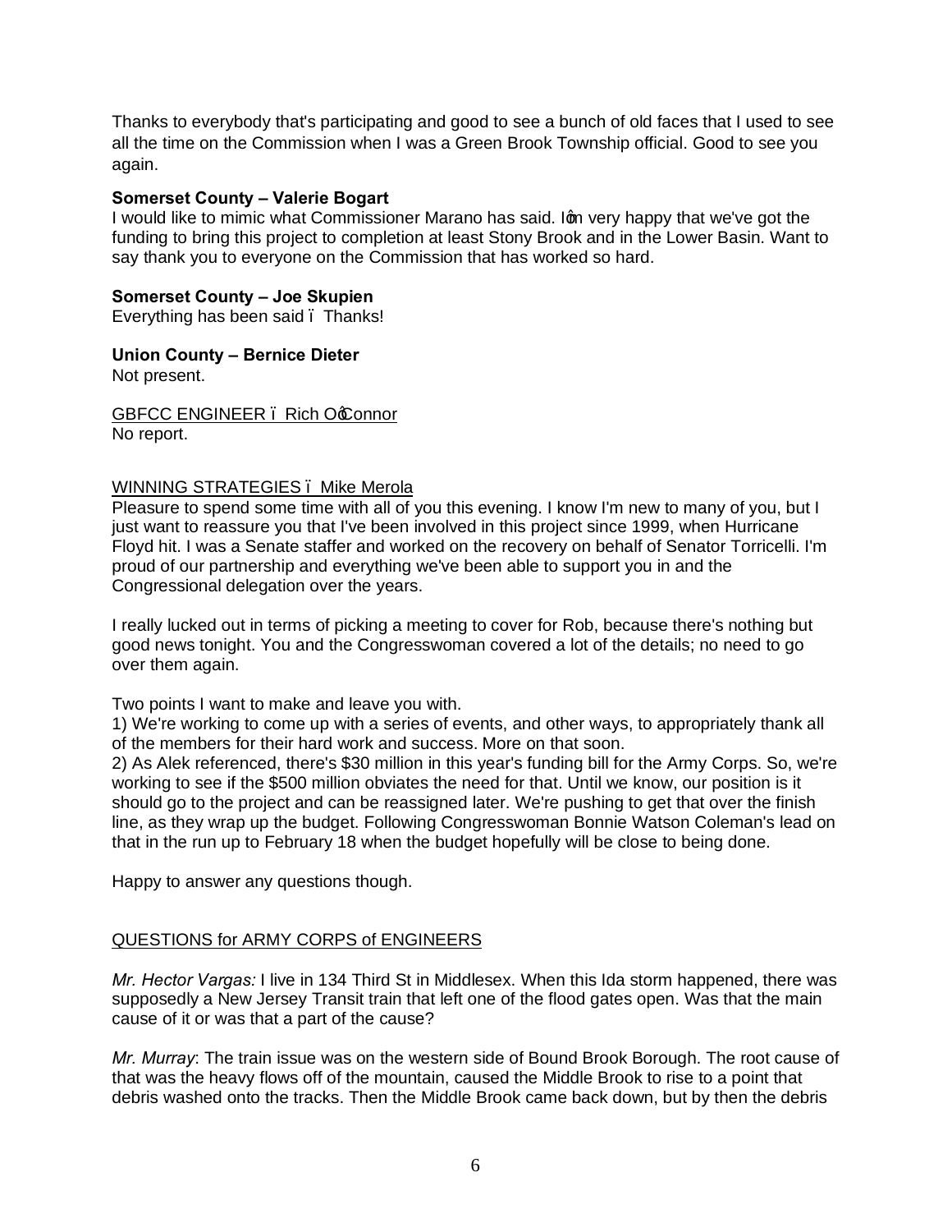Thanks to everybody that's participating and good to see a bunch of old faces that I used to see all the time on the Commission when I was a Green Brook Township official. Good to see you again.

**Somerset County – Valerie Bogart**
I would like to mimic what Commissioner Marano has said. I'm very happy that we've got the funding to bring this project to completion at least Stony Brook and in the Lower Basin. Want to say thank you to everyone on the Commission that has worked so hard.

**Somerset County – Joe Skupien**
Everything has been said – Thanks!

**Union County – Bernice Dieter**
Not present.

GBFCC ENGINEER – Rich O'Connor
No report.

WINNING STRATEGIES – Mike Merola
Pleasure to spend some time with all of you this evening. I know I'm new to many of you, but I just want to reassure you that I've been involved in this project since 1999, when Hurricane Floyd hit. I was a Senate staffer and worked on the recovery on behalf of Senator Torricelli. I'm proud of our partnership and everything we've been able to support you in and the Congressional delegation over the years.

I really lucked out in terms of picking a meeting to cover for Rob, because there's nothing but good news tonight. You and the Congresswoman covered a lot of the details; no need to go over them again.

Two points I want to make and leave you with.
1) We're working to come up with a series of events, and other ways, to appropriately thank all of the members for their hard work and success. More on that soon.
2) As Alek referenced, there's $30 million in this year's funding bill for the Army Corps. So, we're working to see if the $500 million obviates the need for that. Until we know, our position is it should go to the project and can be reassigned later. We're pushing to get that over the finish line, as they wrap up the budget. Following Congresswoman Bonnie Watson Coleman's lead on that in the run up to February 18 when the budget hopefully will be close to being done.

Happy to answer any questions though.

QUESTIONS for ARMY CORPS of ENGINEERS

*Mr. Hector Vargas:* I live in 134 Third St in Middlesex. When this Ida storm happened, there was supposedly a New Jersey Transit train that left one of the flood gates open. Was that the main cause of it or was that a part of the cause?

*Mr. Murray*: The train issue was on the western side of Bound Brook Borough. The root cause of that was the heavy flows off of the mountain, caused the Middle Brook to rise to a point that debris washed onto the tracks. Then the Middle Brook came back down, but by then the debris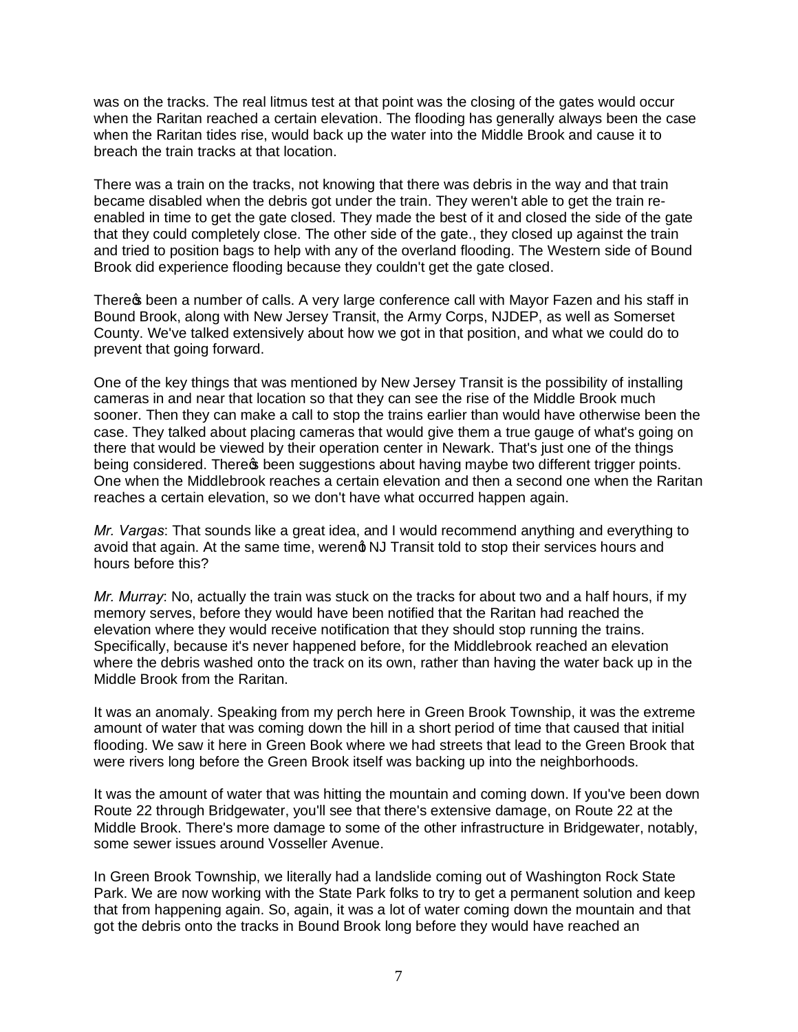was on the tracks. The real litmus test at that point was the closing of the gates would occur when the Raritan reached a certain elevation. The flooding has generally always been the case when the Raritan tides rise, would back up the water into the Middle Brook and cause it to breach the train tracks at that location.

There was a train on the tracks, not knowing that there was debris in the way and that train became disabled when the debris got under the train. They weren't able to get the train re-enabled in time to get the gate closed. They made the best of it and closed the side of the gate that they could completely close. The other side of the gate., they closed up against the train and tried to position bags to help with any of the overland flooding. The Western side of Bound Brook did experience flooding because they couldn't get the gate closed.

There's been a number of calls. A very large conference call with Mayor Fazen and his staff in Bound Brook, along with New Jersey Transit, the Army Corps, NJDEP, as well as Somerset County. We've talked extensively about how we got in that position, and what we could do to prevent that going forward.

One of the key things that was mentioned by New Jersey Transit is the possibility of installing cameras in and near that location so that they can see the rise of the Middle Brook much sooner. Then they can make a call to stop the trains earlier than would have otherwise been the case. They talked about placing cameras that would give them a true gauge of what's going on there that would be viewed by their operation center in Newark. That's just one of the things being considered. There's been suggestions about having maybe two different trigger points. One when the Middlebrook reaches a certain elevation and then a second one when the Raritan reaches a certain elevation, so we don't have what occurred happen again.

*Mr. Vargas*: That sounds like a great idea, and I would recommend anything and everything to avoid that again. At the same time, weren't NJ Transit told to stop their services hours and hours before this?

*Mr. Murray*: No, actually the train was stuck on the tracks for about two and a half hours, if my memory serves, before they would have been notified that the Raritan had reached the elevation where they would receive notification that they should stop running the trains. Specifically, because it's never happened before, for the Middlebrook reached an elevation where the debris washed onto the track on its own, rather than having the water back up in the Middle Brook from the Raritan.

It was an anomaly. Speaking from my perch here in Green Brook Township, it was the extreme amount of water that was coming down the hill in a short period of time that caused that initial flooding. We saw it here in Green Book where we had streets that lead to the Green Brook that were rivers long before the Green Brook itself was backing up into the neighborhoods.

It was the amount of water that was hitting the mountain and coming down. If you've been down Route 22 through Bridgewater, you'll see that there's extensive damage, on Route 22 at the Middle Brook. There's more damage to some of the other infrastructure in Bridgewater, notably, some sewer issues around Vosseller Avenue.

In Green Brook Township, we literally had a landslide coming out of Washington Rock State Park. We are now working with the State Park folks to try to get a permanent solution and keep that from happening again. So, again, it was a lot of water coming down the mountain and that got the debris onto the tracks in Bound Brook long before they would have reached an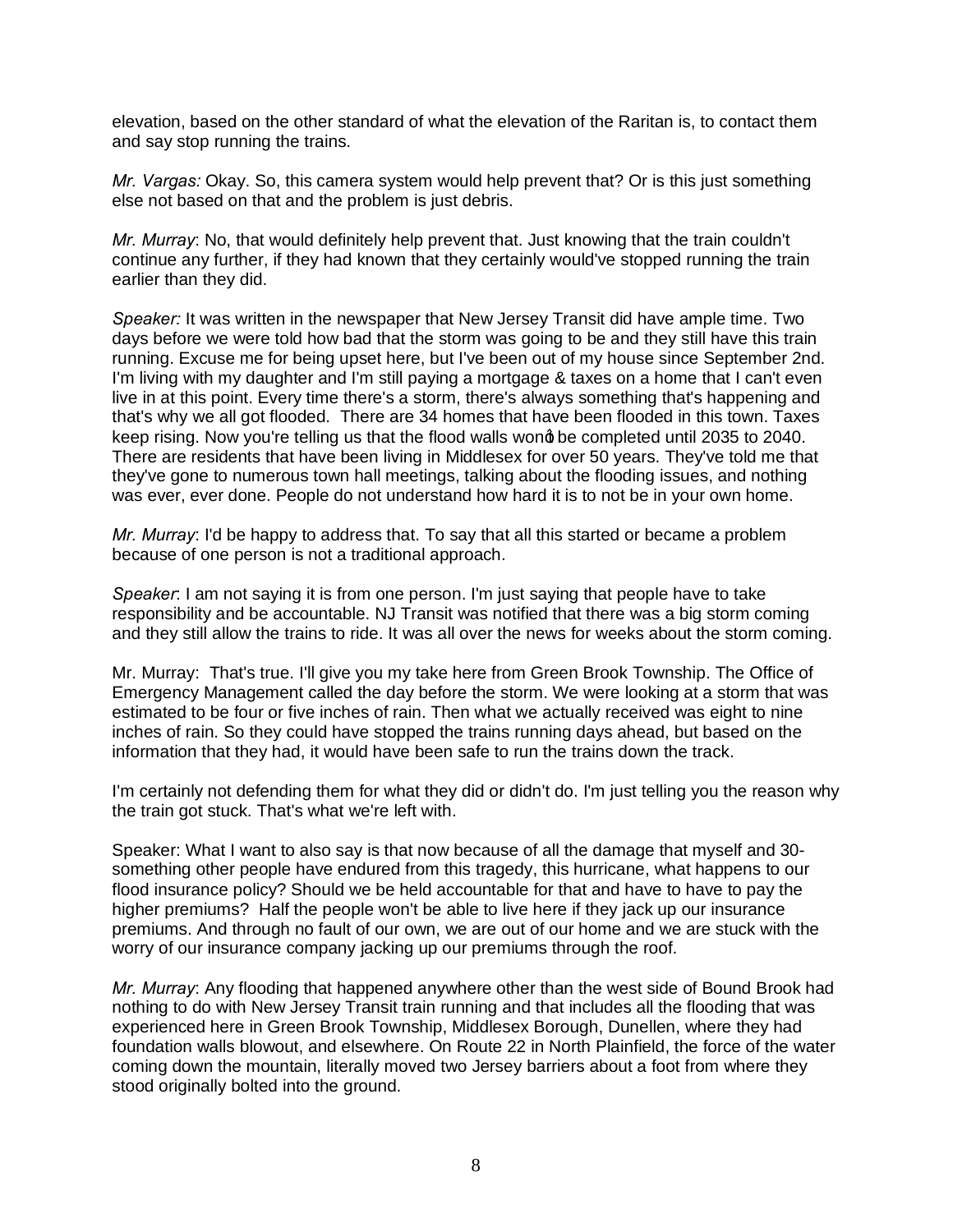elevation, based on the other standard of what the elevation of the Raritan is, to contact them and say stop running the trains.

*Mr. Vargas:* Okay. So, this camera system would help prevent that? Or is this just something else not based on that and the problem is just debris.

*Mr. Murray*: No, that would definitely help prevent that. Just knowing that the train couldn't continue any further, if they had known that they certainly would've stopped running the train earlier than they did.

*Speaker:* It was written in the newspaper that New Jersey Transit did have ample time. Two days before we were told how bad that the storm was going to be and they still have this train running. Excuse me for being upset here, but I've been out of my house since September 2nd. I'm living with my daughter and I'm still paying a mortgage & taxes on a home that I can't even live in at this point. Every time there's a storm, there's always something that's happening and that's why we all got flooded. There are 34 homes that have been flooded in this town. Taxes keep rising. Now you're telling us that the flood walls won't be completed until 2035 to 2040. There are residents that have been living in Middlesex for over 50 years. They've told me that they've gone to numerous town hall meetings, talking about the flooding issues, and nothing was ever, ever done. People do not understand how hard it is to not be in your own home.

*Mr. Murray*: I'd be happy to address that. To say that all this started or became a problem because of one person is not a traditional approach.

*Speaker*: I am not saying it is from one person. I'm just saying that people have to take responsibility and be accountable. NJ Transit was notified that there was a big storm coming and they still allow the trains to ride. It was all over the news for weeks about the storm coming.

Mr. Murray: That's true. I'll give you my take here from Green Brook Township. The Office of Emergency Management called the day before the storm. We were looking at a storm that was estimated to be four or five inches of rain. Then what we actually received was eight to nine inches of rain. So they could have stopped the trains running days ahead, but based on the information that they had, it would have been safe to run the trains down the track.

I'm certainly not defending them for what they did or didn't do. I'm just telling you the reason why the train got stuck. That's what we're left with.

Speaker: What I want to also say is that now because of all the damage that myself and 30-something other people have endured from this tragedy, this hurricane, what happens to our flood insurance policy? Should we be held accountable for that and have to have to pay the higher premiums? Half the people won't be able to live here if they jack up our insurance premiums. And through no fault of our own, we are out of our home and we are stuck with the worry of our insurance company jacking up our premiums through the roof.

*Mr. Murray*: Any flooding that happened anywhere other than the west side of Bound Brook had nothing to do with New Jersey Transit train running and that includes all the flooding that was experienced here in Green Brook Township, Middlesex Borough, Dunellen, where they had foundation walls blowout, and elsewhere. On Route 22 in North Plainfield, the force of the water coming down the mountain, literally moved two Jersey barriers about a foot from where they stood originally bolted into the ground.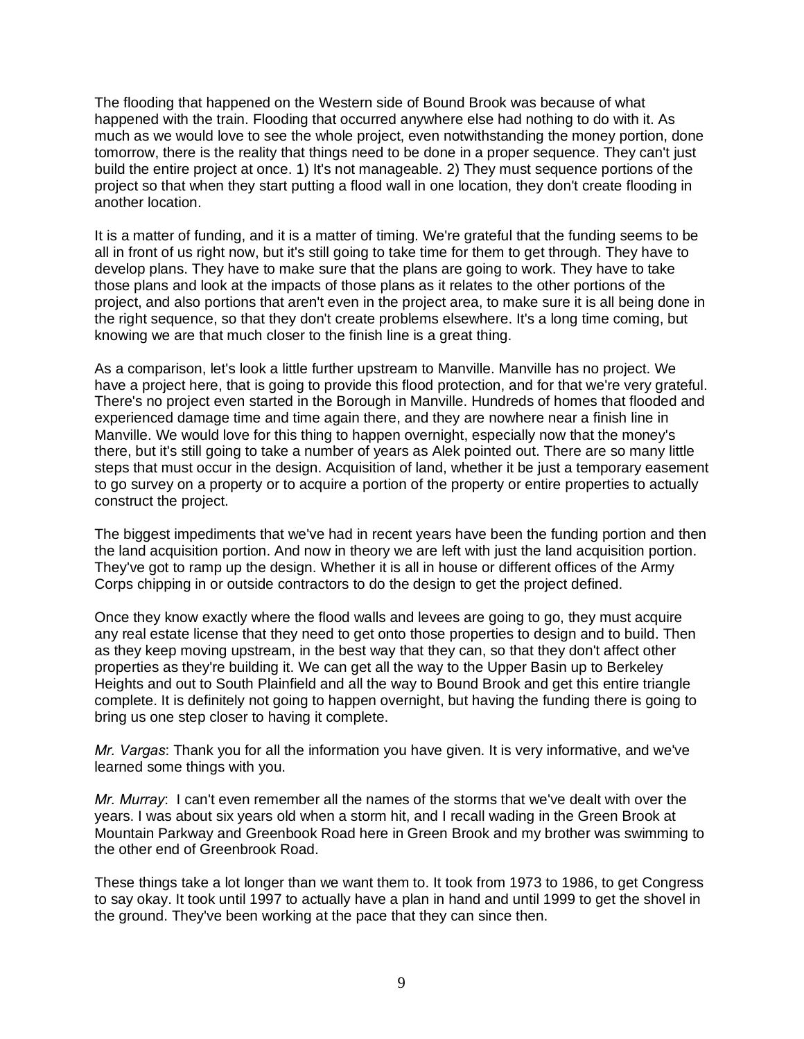The flooding that happened on the Western side of Bound Brook was because of what happened with the train. Flooding that occurred anywhere else had nothing to do with it. As much as we would love to see the whole project, even notwithstanding the money portion, done tomorrow, there is the reality that things need to be done in a proper sequence. They can't just build the entire project at once. 1) It's not manageable. 2) They must sequence portions of the project so that when they start putting a flood wall in one location, they don't create flooding in another location.

It is a matter of funding, and it is a matter of timing. We're grateful that the funding seems to be all in front of us right now, but it's still going to take time for them to get through. They have to develop plans. They have to make sure that the plans are going to work. They have to take those plans and look at the impacts of those plans as it relates to the other portions of the project, and also portions that aren't even in the project area, to make sure it is all being done in the right sequence, so that they don't create problems elsewhere. It's a long time coming, but knowing we are that much closer to the finish line is a great thing.

As a comparison, let's look a little further upstream to Manville. Manville has no project. We have a project here, that is going to provide this flood protection, and for that we're very grateful. There's no project even started in the Borough in Manville. Hundreds of homes that flooded and experienced damage time and time again there, and they are nowhere near a finish line in Manville. We would love for this thing to happen overnight, especially now that the money's there, but it's still going to take a number of years as Alek pointed out. There are so many little steps that must occur in the design. Acquisition of land, whether it be just a temporary easement to go survey on a property or to acquire a portion of the property or entire properties to actually construct the project.

The biggest impediments that we've had in recent years have been the funding portion and then the land acquisition portion. And now in theory we are left with just the land acquisition portion. They've got to ramp up the design. Whether it is all in house or different offices of the Army Corps chipping in or outside contractors to do the design to get the project defined.

Once they know exactly where the flood walls and levees are going to go, they must acquire any real estate license that they need to get onto those properties to design and to build. Then as they keep moving upstream, in the best way that they can, so that they don't affect other properties as they're building it. We can get all the way to the Upper Basin up to Berkeley Heights and out to South Plainfield and all the way to Bound Brook and get this entire triangle complete. It is definitely not going to happen overnight, but having the funding there is going to bring us one step closer to having it complete.

*Mr. Vargas*: Thank you for all the information you have given. It is very informative, and we've learned some things with you.

*Mr. Murray*: I can't even remember all the names of the storms that we've dealt with over the years. I was about six years old when a storm hit, and I recall wading in the Green Brook at Mountain Parkway and Greenbook Road here in Green Brook and my brother was swimming to the other end of Greenbrook Road.

These things take a lot longer than we want them to. It took from 1973 to 1986, to get Congress to say okay. It took until 1997 to actually have a plan in hand and until 1999 to get the shovel in the ground. They've been working at the pace that they can since then.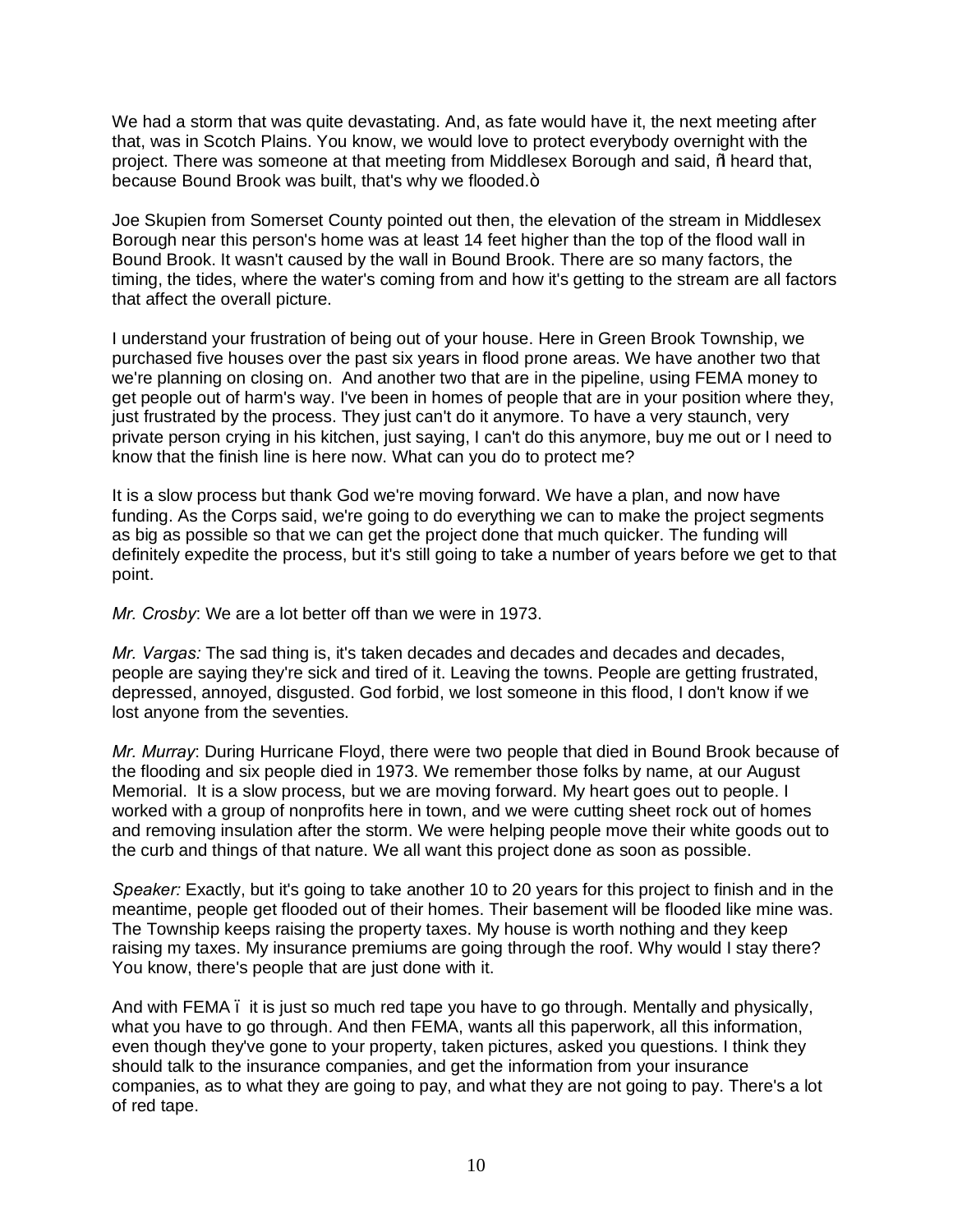We had a storm that was quite devastating. And, as fate would have it, the next meeting after that, was in Scotch Plains. You know, we would love to protect everybody overnight with the project. There was someone at that meeting from Middlesex Borough and said, "I heard that, because Bound Brook was built, that's why we flooded."

Joe Skupien from Somerset County pointed out then, the elevation of the stream in Middlesex Borough near this person's home was at least 14 feet higher than the top of the flood wall in Bound Brook. It wasn't caused by the wall in Bound Brook. There are so many factors, the timing, the tides, where the water's coming from and how it's getting to the stream are all factors that affect the overall picture.

I understand your frustration of being out of your house. Here in Green Brook Township, we purchased five houses over the past six years in flood prone areas. We have another two that we're planning on closing on. And another two that are in the pipeline, using FEMA money to get people out of harm's way. I've been in homes of people that are in your position where they, just frustrated by the process. They just can't do it anymore. To have a very staunch, very private person crying in his kitchen, just saying, I can't do this anymore, buy me out or I need to know that the finish line is here now. What can you do to protect me?

It is a slow process but thank God we're moving forward. We have a plan, and now have funding. As the Corps said, we're going to do everything we can to make the project segments as big as possible so that we can get the project done that much quicker. The funding will definitely expedite the process, but it's still going to take a number of years before we get to that point.

*Mr. Crosby*: We are a lot better off than we were in 1973.

*Mr. Vargas:* The sad thing is, it's taken decades and decades and decades and decades, people are saying they're sick and tired of it. Leaving the towns. People are getting frustrated, depressed, annoyed, disgusted. God forbid, we lost someone in this flood, I don't know if we lost anyone from the seventies.

*Mr. Murray*: During Hurricane Floyd, there were two people that died in Bound Brook because of the flooding and six people died in 1973. We remember those folks by name, at our August Memorial. It is a slow process, but we are moving forward. My heart goes out to people. I worked with a group of nonprofits here in town, and we were cutting sheet rock out of homes and removing insulation after the storm. We were helping people move their white goods out to the curb and things of that nature. We all want this project done as soon as possible.

*Speaker:* Exactly, but it's going to take another 10 to 20 years for this project to finish and in the meantime, people get flooded out of their homes. Their basement will be flooded like mine was. The Township keeps raising the property taxes. My house is worth nothing and they keep raising my taxes. My insurance premiums are going through the roof. Why would I stay there? You know, there's people that are just done with it.

And with FEMA – it is just so much red tape you have to go through. Mentally and physically, what you have to go through. And then FEMA, wants all this paperwork, all this information, even though they've gone to your property, taken pictures, asked you questions. I think they should talk to the insurance companies, and get the information from your insurance companies, as to what they are going to pay, and what they are not going to pay. There's a lot of red tape.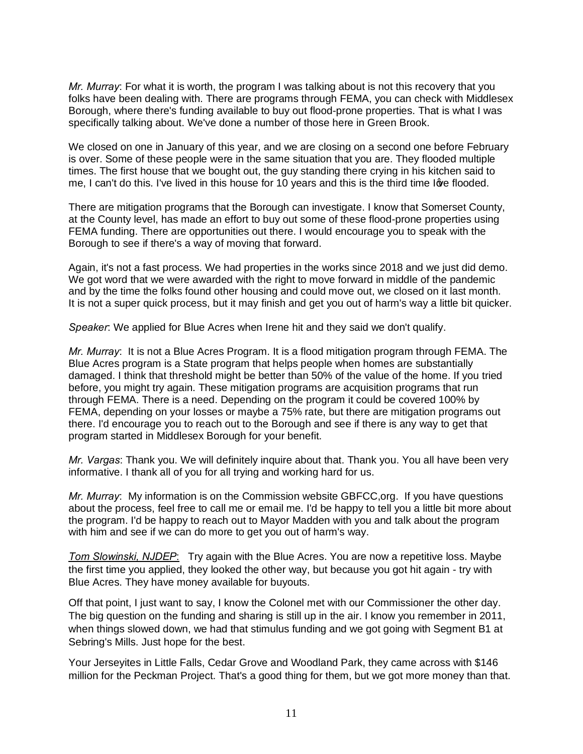*Mr. Murray*: For what it is worth, the program I was talking about is not this recovery that you folks have been dealing with. There are programs through FEMA, you can check with Middlesex Borough, where there's funding available to buy out flood-prone properties. That is what I was specifically talking about. We've done a number of those here in Green Brook.

We closed on one in January of this year, and we are closing on a second one before February is over. Some of these people were in the same situation that you are. They flooded multiple times. The first house that we bought out, the guy standing there crying in his kitchen said to me, I can't do this. I've lived in this house for 10 years and this is the third time I�ve flooded.

There are mitigation programs that the Borough can investigate. I know that Somerset County, at the County level, has made an effort to buy out some of these flood-prone properties using FEMA funding. There are opportunities out there. I would encourage you to speak with the Borough to see if there's a way of moving that forward.

Again, it's not a fast process. We had properties in the works since 2018 and we just did demo. We got word that we were awarded with the right to move forward in middle of the pandemic and by the time the folks found other housing and could move out, we closed on it last month. It is not a super quick process, but it may finish and get you out of harm's way a little bit quicker.

*Speaker*: We applied for Blue Acres when Irene hit and they said we don't qualify.

*Mr. Murray*: It is not a Blue Acres Program. It is a flood mitigation program through FEMA. The Blue Acres program is a State program that helps people when homes are substantially damaged. I think that threshold might be better than 50% of the value of the home. If you tried before, you might try again. These mitigation programs are acquisition programs that run through FEMA. There is a need. Depending on the program it could be covered 100% by FEMA, depending on your losses or maybe a 75% rate, but there are mitigation programs out there. I'd encourage you to reach out to the Borough and see if there is any way to get that program started in Middlesex Borough for your benefit.

*Mr. Vargas*: Thank you. We will definitely inquire about that. Thank you. You all have been very informative. I thank all of you for all trying and working hard for us.

*Mr. Murray*: My information is on the Commission website GBFCC,org. If you have questions about the process, feel free to call me or email me. I'd be happy to tell you a little bit more about the program. I'd be happy to reach out to Mayor Madden with you and talk about the program with him and see if we can do more to get you out of harm's way.

*Tom Slowinski, NJDEP*: Try again with the Blue Acres. You are now a repetitive loss. Maybe the first time you applied, they looked the other way, but because you got hit again - try with Blue Acres. They have money available for buyouts.

Off that point, I just want to say, I know the Colonel met with our Commissioner the other day. The big question on the funding and sharing is still up in the air. I know you remember in 2011, when things slowed down, we had that stimulus funding and we got going with Segment B1 at Sebring's Mills. Just hope for the best.

Your Jerseyites in Little Falls, Cedar Grove and Woodland Park, they came across with $146 million for the Peckman Project. That's a good thing for them, but we got more money than that.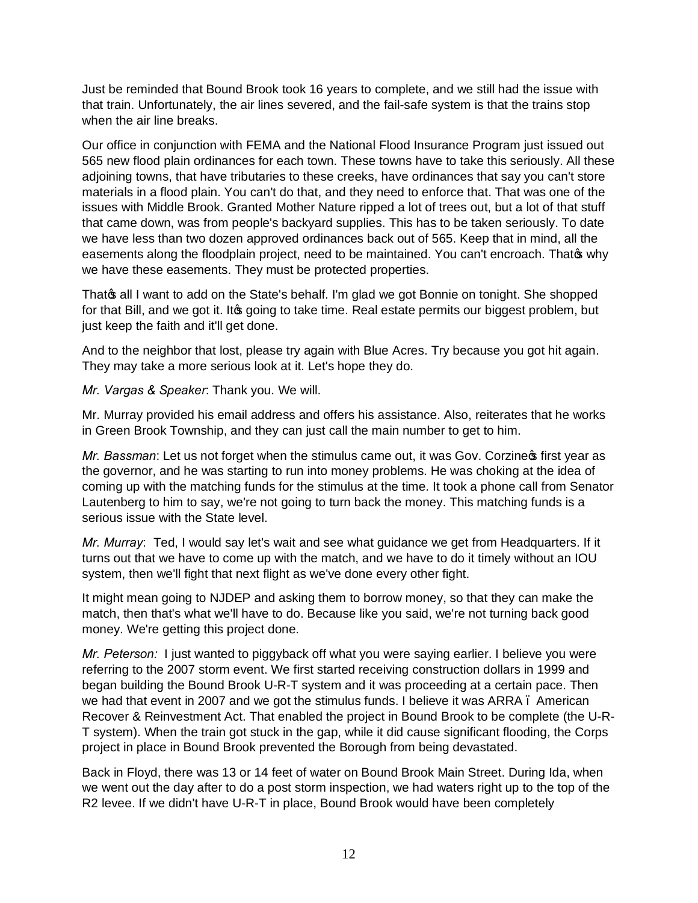Just be reminded that Bound Brook took 16 years to complete, and we still had the issue with that train. Unfortunately, the air lines severed, and the fail-safe system is that the trains stop when the air line breaks.

Our office in conjunction with FEMA and the National Flood Insurance Program just issued out 565 new flood plain ordinances for each town. These towns have to take this seriously. All these adjoining towns, that have tributaries to these creeks, have ordinances that say you can't store materials in a flood plain. You can't do that, and they need to enforce that. That was one of the issues with Middle Brook. Granted Mother Nature ripped a lot of trees out, but a lot of that stuff that came down, was from people's backyard supplies. This has to be taken seriously. To date we have less than two dozen approved ordinances back out of 565. Keep that in mind, all the easements along the floodplain project, need to be maintained. You can't encroach. That's why we have these easements. They must be protected properties.

That's all I want to add on the State's behalf. I'm glad we got Bonnie on tonight. She shopped for that Bill, and we got it. It's going to take time. Real estate permits our biggest problem, but just keep the faith and it'll get done.

And to the neighbor that lost, please try again with Blue Acres. Try because you got hit again. They may take a more serious look at it. Let's hope they do.

*Mr. Vargas & Speaker*: Thank you. We will.

Mr. Murray provided his email address and offers his assistance. Also, reiterates that he works in Green Brook Township, and they can just call the main number to get to him.

*Mr. Bassman*: Let us not forget when the stimulus came out, it was Gov. Corzine's first year as the governor, and he was starting to run into money problems. He was choking at the idea of coming up with the matching funds for the stimulus at the time. It took a phone call from Senator Lautenberg to him to say, we're not going to turn back the money. This matching funds is a serious issue with the State level.

*Mr. Murray*: Ted, I would say let's wait and see what guidance we get from Headquarters. If it turns out that we have to come up with the match, and we have to do it timely without an IOU system, then we'll fight that next flight as we've done every other fight.

It might mean going to NJDEP and asking them to borrow money, so that they can make the match, then that's what we'll have to do. Because like you said, we're not turning back good money. We're getting this project done.

*Mr. Peterson:* I just wanted to piggyback off what you were saying earlier. I believe you were referring to the 2007 storm event. We first started receiving construction dollars in 1999 and began building the Bound Brook U-R-T system and it was proceeding at a certain pace. Then we had that event in 2007 and we got the stimulus funds. I believe it was ARRA – American Recover & Reinvestment Act. That enabled the project in Bound Brook to be complete (the U-R-T system). When the train got stuck in the gap, while it did cause significant flooding, the Corps project in place in Bound Brook prevented the Borough from being devastated.

Back in Floyd, there was 13 or 14 feet of water on Bound Brook Main Street. During Ida, when we went out the day after to do a post storm inspection, we had waters right up to the top of the R2 levee. If we didn't have U-R-T in place, Bound Brook would have been completely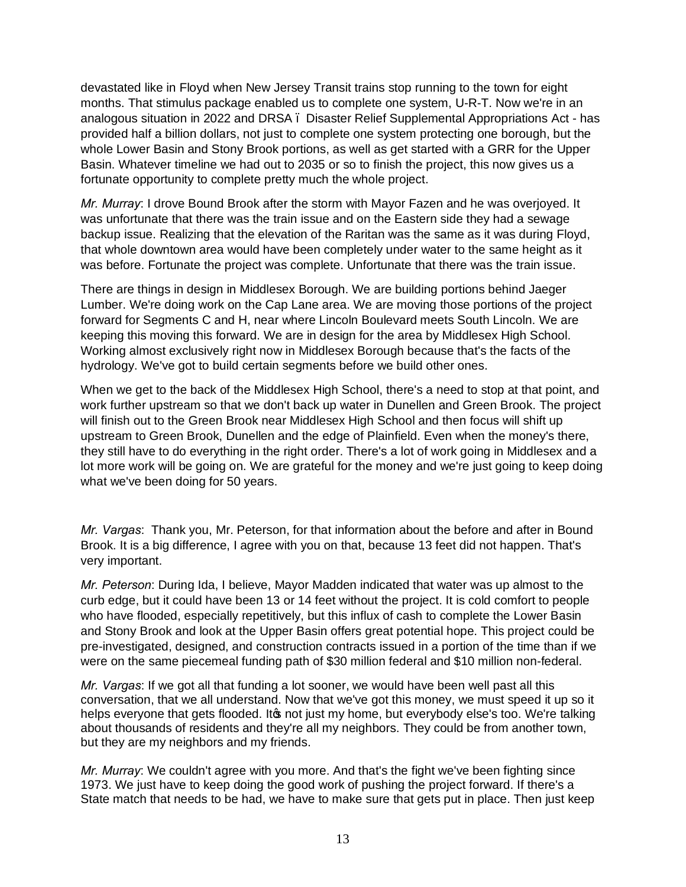devastated like in Floyd when New Jersey Transit trains stop running to the town for eight months. That stimulus package enabled us to complete one system, U-R-T. Now we're in an analogous situation in 2022 and DRSA – Disaster Relief Supplemental Appropriations Act - has provided half a billion dollars, not just to complete one system protecting one borough, but the whole Lower Basin and Stony Brook portions, as well as get started with a GRR for the Upper Basin. Whatever timeline we had out to 2035 or so to finish the project, this now gives us a fortunate opportunity to complete pretty much the whole project.

*Mr. Murray*: I drove Bound Brook after the storm with Mayor Fazen and he was overjoyed. It was unfortunate that there was the train issue and on the Eastern side they had a sewage backup issue. Realizing that the elevation of the Raritan was the same as it was during Floyd, that whole downtown area would have been completely under water to the same height as it was before. Fortunate the project was complete. Unfortunate that there was the train issue.

There are things in design in Middlesex Borough. We are building portions behind Jaeger Lumber. We're doing work on the Cap Lane area. We are moving those portions of the project forward for Segments C and H, near where Lincoln Boulevard meets South Lincoln. We are keeping this moving this forward. We are in design for the area by Middlesex High School. Working almost exclusively right now in Middlesex Borough because that's the facts of the hydrology. We've got to build certain segments before we build other ones.

When we get to the back of the Middlesex High School, there's a need to stop at that point, and work further upstream so that we don't back up water in Dunellen and Green Brook. The project will finish out to the Green Brook near Middlesex High School and then focus will shift up upstream to Green Brook, Dunellen and the edge of Plainfield. Even when the money's there, they still have to do everything in the right order. There's a lot of work going in Middlesex and a lot more work will be going on. We are grateful for the money and we're just going to keep doing what we've been doing for 50 years.

*Mr. Vargas*: Thank you, Mr. Peterson, for that information about the before and after in Bound Brook. It is a big difference, I agree with you on that, because 13 feet did not happen. That's very important.

*Mr. Peterson*: During Ida, I believe, Mayor Madden indicated that water was up almost to the curb edge, but it could have been 13 or 14 feet without the project. It is cold comfort to people who have flooded, especially repetitively, but this influx of cash to complete the Lower Basin and Stony Brook and look at the Upper Basin offers great potential hope. This project could be pre-investigated, designed, and construction contracts issued in a portion of the time than if we were on the same piecemeal funding path of $30 million federal and $10 million non-federal.

*Mr. Vargas*: If we got all that funding a lot sooner, we would have been well past all this conversation, that we all understand. Now that we've got this money, we must speed it up so it helps everyone that gets flooded. It's not just my home, but everybody else's too. We're talking about thousands of residents and they're all my neighbors. They could be from another town, but they are my neighbors and my friends.

*Mr. Murray*: We couldn't agree with you more. And that's the fight we've been fighting since 1973. We just have to keep doing the good work of pushing the project forward. If there's a State match that needs to be had, we have to make sure that gets put in place. Then just keep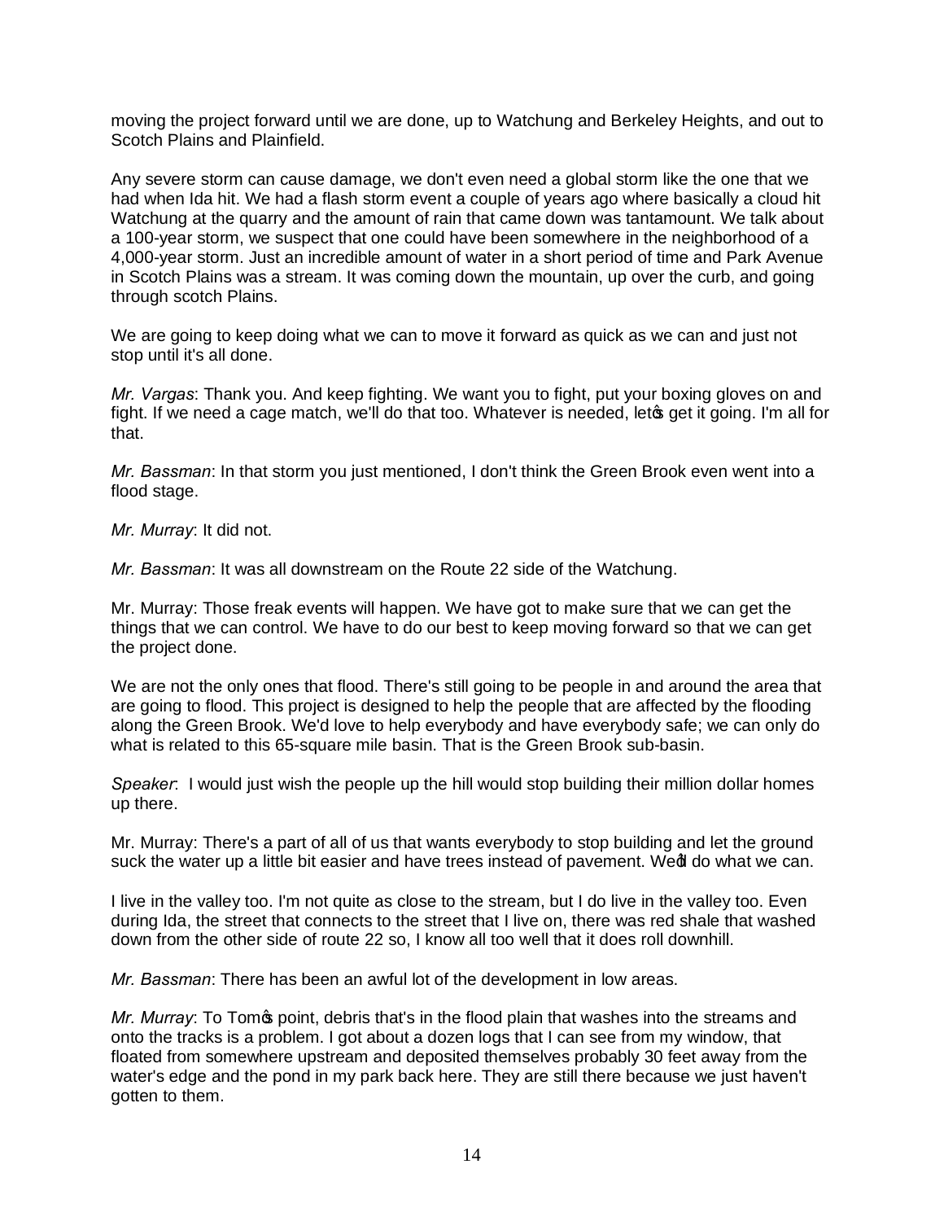moving the project forward until we are done, up to Watchung and Berkeley Heights, and out to Scotch Plains and Plainfield.

Any severe storm can cause damage, we don't even need a global storm like the one that we had when Ida hit. We had a flash storm event a couple of years ago where basically a cloud hit Watchung at the quarry and the amount of rain that came down was tantamount. We talk about a 100-year storm, we suspect that one could have been somewhere in the neighborhood of a 4,000-year storm. Just an incredible amount of water in a short period of time and Park Avenue in Scotch Plains was a stream. It was coming down the mountain, up over the curb, and going through scotch Plains.

We are going to keep doing what we can to move it forward as quick as we can and just not stop until it's all done.

*Mr. Vargas*: Thank you. And keep fighting. We want you to fight, put your boxing gloves on and fight. If we need a cage match, we'll do that too. Whatever is needed, let's get it going. I'm all for that.

*Mr. Bassman*: In that storm you just mentioned, I don't think the Green Brook even went into a flood stage.

*Mr. Murray*: It did not.

*Mr. Bassman*: It was all downstream on the Route 22 side of the Watchung.

Mr. Murray: Those freak events will happen. We have got to make sure that we can get the things that we can control. We have to do our best to keep moving forward so that we can get the project done.

We are not the only ones that flood. There's still going to be people in and around the area that are going to flood. This project is designed to help the people that are affected by the flooding along the Green Brook. We'd love to help everybody and have everybody safe; we can only do what is related to this 65-square mile basin. That is the Green Brook sub-basin.

*Speaker*: I would just wish the people up the hill would stop building their million dollar homes up there.

Mr. Murray: There's a part of all of us that wants everybody to stop building and let the ground suck the water up a little bit easier and have trees instead of pavement. We'll do what we can.

I live in the valley too. I'm not quite as close to the stream, but I do live in the valley too. Even during Ida, the street that connects to the street that I live on, there was red shale that washed down from the other side of route 22 so, I know all too well that it does roll downhill.

*Mr. Bassman*: There has been an awful lot of the development in low areas.

*Mr. Murray*: To Tom's point, debris that's in the flood plain that washes into the streams and onto the tracks is a problem. I got about a dozen logs that I can see from my window, that floated from somewhere upstream and deposited themselves probably 30 feet away from the water's edge and the pond in my park back here. They are still there because we just haven't gotten to them.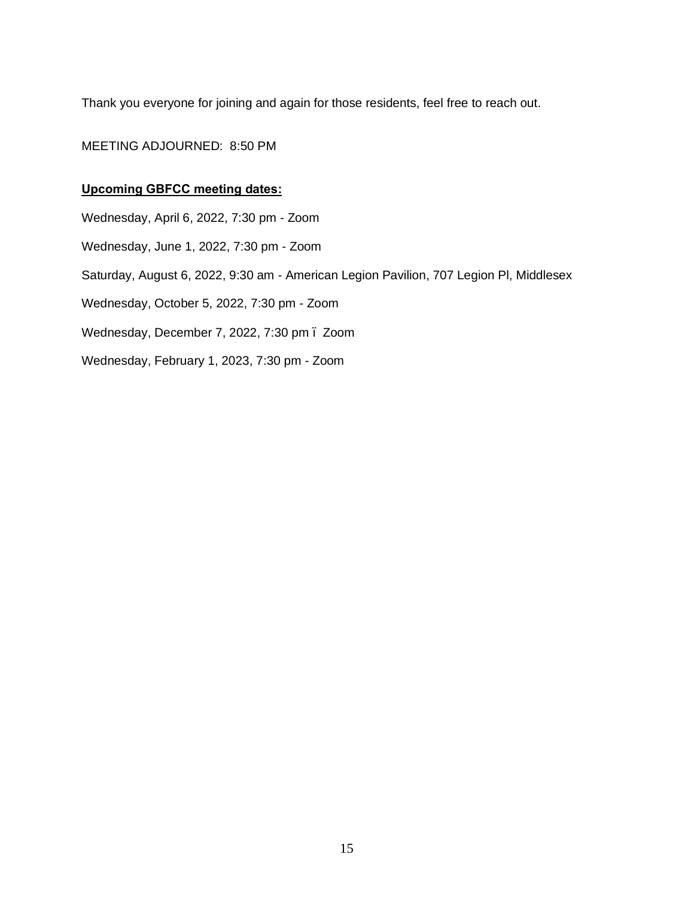Thank you everyone for joining and again for those residents, feel free to reach out.

MEETING ADJOURNED: 8:50 PM

**Upcoming GBFCC meeting dates:**

Wednesday, April 6, 2022, 7:30 pm - Zoom

Wednesday, June 1, 2022, 7:30 pm - Zoom

Saturday, August 6, 2022, 9:30 am - American Legion Pavilion, 707 Legion Pl, Middlesex

Wednesday, October 5, 2022, 7:30 pm - Zoom

Wednesday, December 7, 2022, 7:30 pm ï Zoom

Wednesday, February 1, 2023, 7:30 pm - Zoom